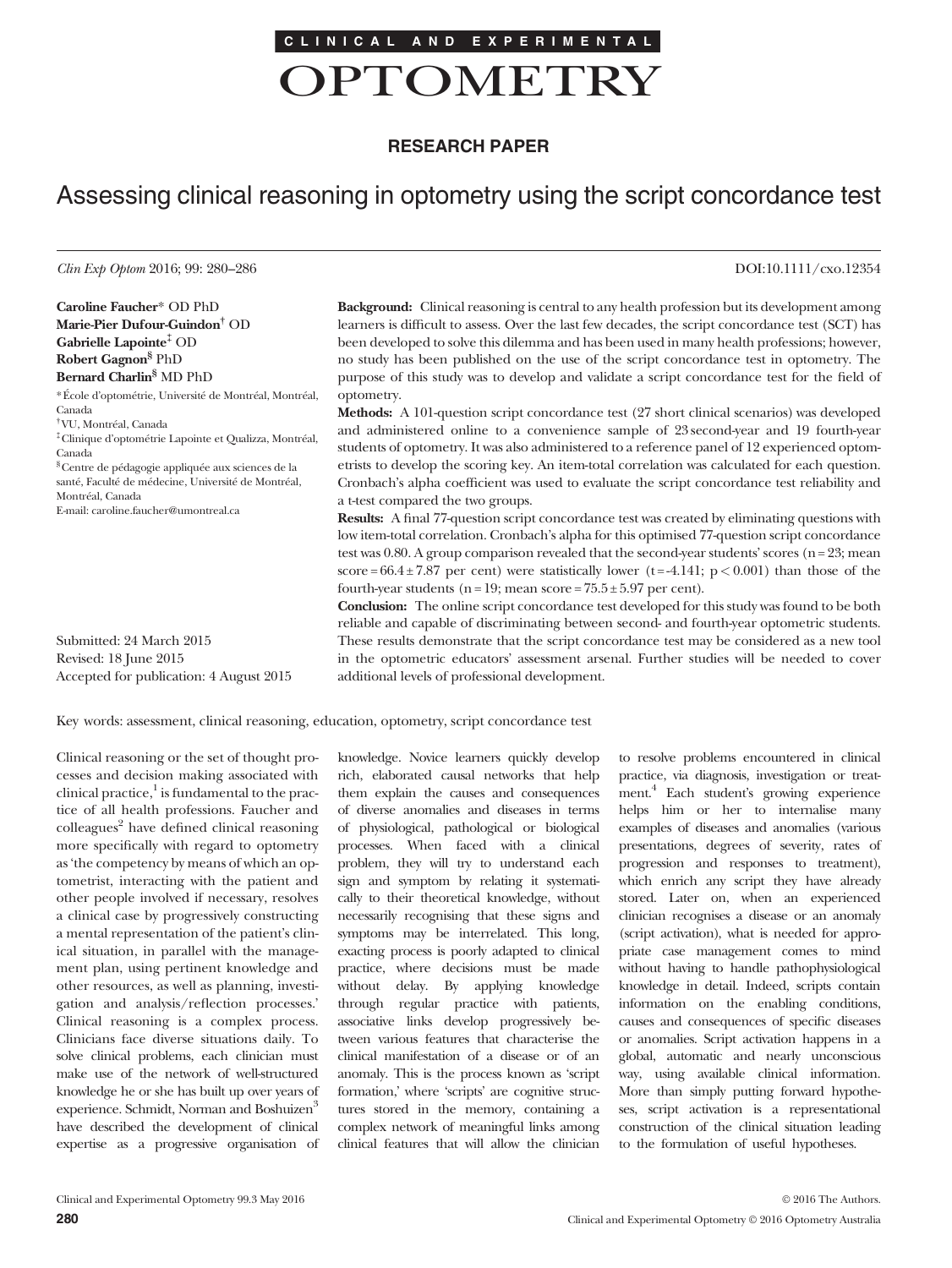CLINICAL AND EXPERIMENTAL OPTOMETRY

RESEARCH PAPER

# Assessing clinical reasoning in optometry using the script concordance test

DOI:10.1111/cxo.12354

Caroline Faucher* OD PhD
Marie-Pier Dufour-Guindon[†] OD
Gabrielle Lapointe[‡] OD
Robert Gagnon[§] PhD
Bernard Charlin[§] MD PhD

*École d'optométrie, Université de Montréal, Montréal, Canada
[†]VU, Montréal, Canada
[‡]Clinique d'optométrie Lapointe et Qualizza, Montréal, Canada
[§]Centre de pédagogie appliquée aux sciences de la santé, Faculté de médecine, Université de Montréal, Montréal, Canada
E-mail: caroline.faucher@umontreal.ca

Submitted: 24 March 2015
Revised: 18 June 2015
Accepted for publication: 4 August 2015

**Background:** Clinical reasoning is central to any health profession but its development among learners is difficult to assess. Over the last few decades, the script concordance test (SCT) has been developed to solve this dilemma and has been used in many health professions; however, no study has been published on the use of the script concordance test in optometry. The purpose of this study was to develop and validate a script concordance test for the field of optometry.

**Methods:** A 101-question script concordance test (27 short clinical scenarios) was developed and administered online to a convenience sample of 23 second-year and 19 fourth-year students of optometry. It was also administered to a reference panel of 12 experienced optometrists to develop the scoring key. An item-total correlation was calculated for each question. Cronbach's alpha coefficient was used to evaluate the script concordance test reliability and a t-test compared the two groups.

**Results:** A final 77-question script concordance test was created by eliminating questions with low item-total correlation. Cronbach's alpha for this optimised 77-question script concordance test was 0.80. A group comparison revealed that the second-year students' scores ($n = 23$; mean score $= 66.4 \pm 7.87$ per cent) were statistically lower ($t = -4.141$; $p < 0.001$) than those of the fourth-year students ($n = 19$; mean score $= 75.5 \pm 5.97$ per cent).

**Conclusion:** The online script concordance test developed for this study was found to be both reliable and capable of discriminating between second- and fourth-year optometric students. These results demonstrate that the script concordance test may be considered as a new tool in the optometric educators' assessment arsenal. Further studies will be needed to cover additional levels of professional development.

Key words: assessment, clinical reasoning, education, optometry, script concordance test

Clinical reasoning or the set of thought processes and decision making associated with clinical practice,[1] is fundamental to the practice of all health professions. Faucher and colleagues[2] have defined clinical reasoning more specifically with regard to optometry as 'the competency by means of which an optometrist, interacting with the patient and other people involved if necessary, resolves a clinical case by progressively constructing a mental representation of the patient's clinical situation, in parallel with the management plan, using pertinent knowledge and other resources, as well as planning, investigation and analysis/reflection processes.' Clinical reasoning is a complex process. Clinicians face diverse situations daily. To solve clinical problems, each clinician must make use of the network of well-structured knowledge he or she has built up over years of experience. Schmidt, Norman and Boshuizen[3] have described the development of clinical expertise as a progressive organisation of knowledge. Novice learners quickly develop rich, elaborated causal networks that help them explain the causes and consequences of diverse anomalies and diseases in terms of physiological, pathological or biological processes. When faced with a clinical problem, they will try to understand each sign and symptom by relating it systematically to their theoretical knowledge, without necessarily recognising that these signs and symptoms may be interrelated. This long, exacting process is poorly adapted to clinical practice, where decisions must be made without delay. By applying knowledge through regular practice with patients, associative links develop progressively between various features that characterise the clinical manifestation of a disease or of an anomaly. This is the process known as 'script formation,' where 'scripts' are cognitive structures stored in the memory, containing a complex network of meaningful links among clinical features that will allow the clinician to resolve problems encountered in clinical practice, via diagnosis, investigation or treatment.[4] Each student's growing experience helps him or her to internalise many examples of diseases and anomalies (various presentations, degrees of severity, rates of progression and responses to treatment), which enrich any script they have already stored. Later on, when an experienced clinician recognises a disease or an anomaly (script activation), what is needed for appropriate case management comes to mind without having to handle pathophysiological knowledge in detail. Indeed, scripts contain information on the enabling conditions, causes and consequences of specific diseases or anomalies. Script activation happens in a global, automatic and nearly unconscious way, using available clinical information. More than simply putting forward hypotheses, script activation is a representational construction of the clinical situation leading to the formulation of useful hypotheses.

© 2016 The Authors.
Clinical and Experimental Optometry © 2016 Optometry Australia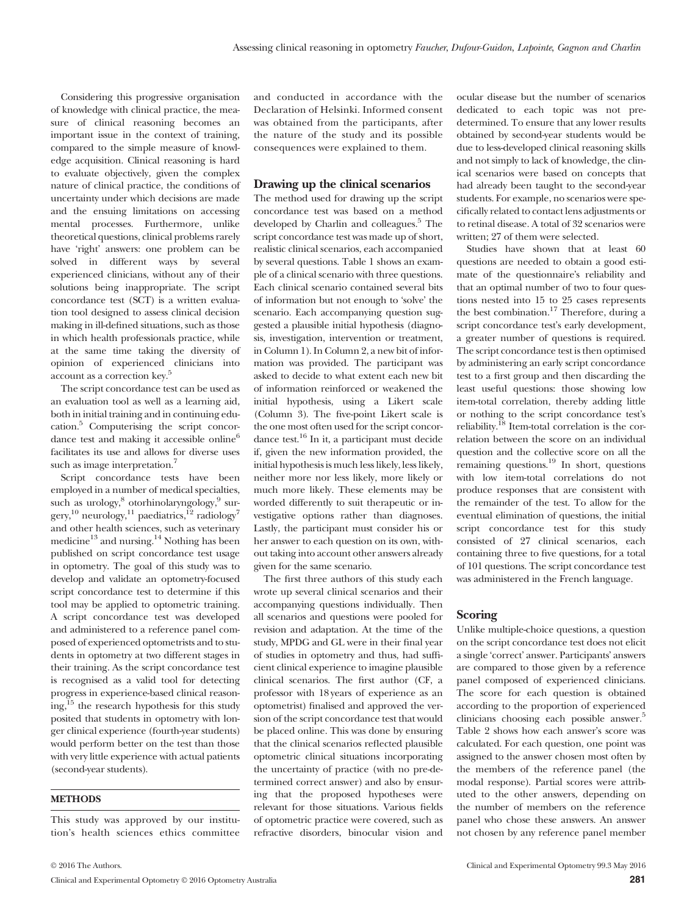Considering this progressive organisation of knowledge with clinical practice, the measure of clinical reasoning becomes an important issue in the context of training, compared to the simple measure of knowledge acquisition. Clinical reasoning is hard to evaluate objectively, given the complex nature of clinical practice, the conditions of uncertainty under which decisions are made and the ensuing limitations on accessing mental processes. Furthermore, unlike theoretical questions, clinical problems rarely have 'right' answers: one problem can be solved in different ways by several experienced clinicians, without any of their solutions being inappropriate. The script concordance test (SCT) is a written evaluation tool designed to assess clinical decision making in ill-defined situations, such as those in which health professionals practice, while at the same time taking the diversity of opinion of experienced clinicians into account as a correction key.[5]

The script concordance test can be used as an evaluation tool as well as a learning aid, both in initial training and in continuing education.[5] Computerising the script concordance test and making it accessible online[6] facilitates its use and allows for diverse uses such as image interpretation.[7]

Script concordance tests have been employed in a number of medical specialties, such as urology,[8] otorhinolaryngology,[9] surgery,[10] neurology,[11] paediatrics,[12] radiology[7] and other health sciences, such as veterinary medicine[13] and nursing.[14] Nothing has been published on script concordance test usage in optometry. The goal of this study was to develop and validate an optometry-focused script concordance test to determine if this tool may be applied to optometric training. A script concordance test was developed and administered to a reference panel composed of experienced optometrists and to students in optometry at two different stages in their training. As the script concordance test is recognised as a valid tool for detecting progress in experience-based clinical reasoning,[15] the research hypothesis for this study posited that students in optometry with longer clinical experience (fourth-year students) would perform better on the test than those with very little experience with actual patients (second-year students).

## METHODS

This study was approved by our institution's health sciences ethics committee and conducted in accordance with the Declaration of Helsinki. Informed consent was obtained from the participants, after the nature of the study and its possible consequences were explained to them.

### Drawing up the clinical scenarios

The method used for drawing up the script concordance test was based on a method developed by Charlin and colleagues.[5] The script concordance test was made up of short, realistic clinical scenarios, each accompanied by several questions. Table 1 shows an example of a clinical scenario with three questions. Each clinical scenario contained several bits of information but not enough to 'solve' the scenario. Each accompanying question suggested a plausible initial hypothesis (diagnosis, investigation, intervention or treatment, in Column 1). In Column 2, a new bit of information was provided. The participant was asked to decide to what extent each new bit of information reinforced or weakened the initial hypothesis, using a Likert scale (Column 3). The five-point Likert scale is the one most often used for the script concordance test.[16] In it, a participant must decide if, given the new information provided, the initial hypothesis is much less likely, less likely, neither more nor less likely, more likely or much more likely. These elements may be worded differently to suit therapeutic or investigative options rather than diagnoses. Lastly, the participant must consider his or her answer to each question on its own, without taking into account other answers already given for the same scenario.

The first three authors of this study each wrote up several clinical scenarios and their accompanying questions individually. Then all scenarios and questions were pooled for revision and adaptation. At the time of the study, MPDG and GL were in their final year of studies in optometry and thus, had sufficient clinical experience to imagine plausible clinical scenarios. The first author (CF, a professor with 18 years of experience as an optometrist) finalised and approved the version of the script concordance test that would be placed online. This was done by ensuring that the clinical scenarios reflected plausible optometric clinical situations incorporating the uncertainty of practice (with no pre-determined correct answer) and also by ensuring that the proposed hypotheses were relevant for those situations. Various fields of optometric practice were covered, such as refractive disorders, binocular vision and ocular disease but the number of scenarios dedicated to each topic was not predetermined. To ensure that any lower results obtained by second-year students would be due to less-developed clinical reasoning skills and not simply to lack of knowledge, the clinical scenarios were based on concepts that had already been taught to the second-year students. For example, no scenarios were specifically related to contact lens adjustments or to retinal disease. A total of 32 scenarios were written; 27 of them were selected.

Studies have shown that at least 60 questions are needed to obtain a good estimate of the questionnaire's reliability and that an optimal number of two to four questions nested into 15 to 25 cases represents the best combination.[17] Therefore, during a script concordance test's early development, a greater number of questions is required. The script concordance test is then optimised by administering an early script concordance test to a first group and then discarding the least useful questions: those showing low item-total correlation, thereby adding little or nothing to the script concordance test's reliability.[18] Item-total correlation is the correlation between the score on an individual question and the collective score on all the remaining questions.[19] In short, questions with low item-total correlations do not produce responses that are consistent with the remainder of the test. To allow for the eventual elimination of questions, the initial script concordance test for this study consisted of 27 clinical scenarios, each containing three to five questions, for a total of 101 questions. The script concordance test was administered in the French language.

### Scoring

Unlike multiple-choice questions, a question on the script concordance test does not elicit a single 'correct' answer. Participants' answers are compared to those given by a reference panel composed of experienced clinicians. The score for each question is obtained according to the proportion of experienced clinicians choosing each possible answer.[5] Table 2 shows how each answer's score was calculated. For each question, one point was assigned to the answer chosen most often by the members of the reference panel (the modal response). Partial scores were attributed to the other answers, depending on the number of members on the reference panel who chose these answers. An answer not chosen by any reference panel member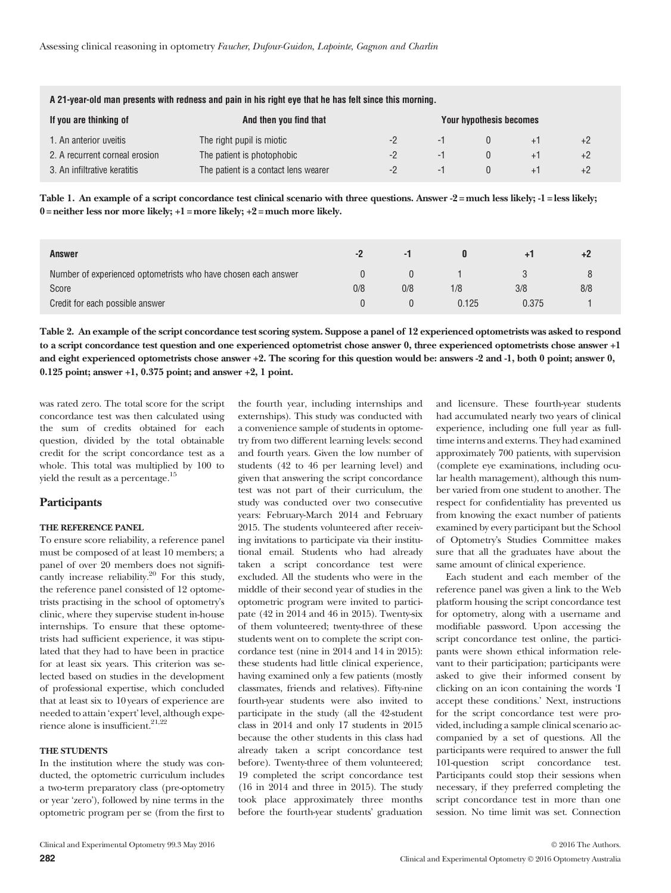| A 21-year-old man presents with redness and pain in his right eye that he has felt since this morning. | | | | | | |
|---|---|---|---|---|---|---|
| **If you are thinking of** | **And then you find that** | **Your hypothesis becomes** | | | | |
| 1. An anterior uveitis | The right pupil is miotic | -2 | -1 | 0 | +1 | +2 |
| 2. A recurrent corneal erosion | The patient is photophobic | -2 | -1 | 0 | +1 | +2 |
| 3. An infiltrative keratitis | The patient is a contact lens wearer | -2 | -1 | 0 | +1 | +2 |

**Table 1. An example of a script concordance test clinical scenario with three questions. Answer -2 = much less likely; -1 = less likely; 0 = neither less nor more likely; +1 = more likely; +2 = much more likely.**

| Answer | -2 | -1 | 0 | +1 | +2 |
|---|---|---|---|---|---|
| Number of experienced optometrists who have chosen each answer | 0 | 0 | 1 | 3 | 8 |
| Score | 0/8 | 0/8 | 1/8 | 3/8 | 8/8 |
| Credit for each possible answer | 0 | 0 | 0.125 | 0.375 | 1 |

**Table 2. An example of the script concordance test scoring system. Suppose a panel of 12 experienced optometrists was asked to respond to a script concordance test question and one experienced optometrist chose answer 0, three experienced optometrists chose answer +1 and eight experienced optometrists chose answer +2. The scoring for this question would be: answers -2 and -1, both 0 point; answer 0, 0.125 point; answer +1, 0.375 point; and answer +2, 1 point.**

was rated zero. The total score for the script concordance test was then calculated using the sum of credits obtained for each question, divided by the total obtainable credit for the script concordance test as a whole. This total was multiplied by 100 to yield the result as a percentage.[15]

## Participants

### THE REFERENCE PANEL

To ensure score reliability, a reference panel must be composed of at least 10 members; a panel of over 20 members does not significantly increase reliability.[20] For this study, the reference panel consisted of 12 optometrists practising in the school of optometry's clinic, where they supervise student in-house internships. To ensure that these optometrists had sufficient experience, it was stipulated that they had to have been in practice for at least six years. This criterion was selected based on studies in the development of professional expertise, which concluded that at least six to 10 years of experience are needed to attain 'expert' level, although experience alone is insufficient.[21,22]

### THE STUDENTS

In the institution where the study was conducted, the optometric curriculum includes a two-term preparatory class (pre-optometry or year 'zero'), followed by nine terms in the optometric program per se (from the first to the fourth year, including internships and externships). This study was conducted with a convenience sample of students in optometry from two different learning levels: second and fourth years. Given the low number of students (42 to 46 per learning level) and given that answering the script concordance test was not part of their curriculum, the study was conducted over two consecutive years: February-March 2014 and February 2015. The students volunteered after receiving invitations to participate via their institutional email. Students who had already taken a script concordance test were excluded. All the students who were in the middle of their second year of studies in the optometric program were invited to participate (42 in 2014 and 46 in 2015). Twenty-six of them volunteered; twenty-three of these students went on to complete the script concordance test (nine in 2014 and 14 in 2015): these students had little clinical experience, having examined only a few patients (mostly classmates, friends and relatives). Fifty-nine fourth-year students were also invited to participate in the study (all the 42-student class in 2014 and only 17 students in 2015 because the other students in this class had already taken a script concordance test before). Twenty-three of them volunteered; 19 completed the script concordance test (16 in 2014 and three in 2015). The study took place approximately three months before the fourth-year students' graduation and licensure. These fourth-year students had accumulated nearly two years of clinical experience, including one full year as full-time interns and externs. They had examined approximately 700 patients, with supervision (complete eye examinations, including ocular health management), although this number varied from one student to another. The respect for confidentiality has prevented us from knowing the exact number of patients examined by every participant but the School of Optometry's Studies Committee makes sure that all the graduates have about the same amount of clinical experience.

Each student and each member of the reference panel was given a link to the Web platform housing the script concordance test for optometry, along with a username and modifiable password. Upon accessing the script concordance test online, the participants were shown ethical information relevant to their participation; participants were asked to give their informed consent by clicking on an icon containing the words 'I accept these conditions.' Next, instructions for the script concordance test were provided, including a sample clinical scenario accompanied by a set of questions. All the participants were required to answer the full 101-question script concordance test. Participants could stop their sessions when necessary, if they preferred completing the script concordance test in more than one session. No time limit was set. Connection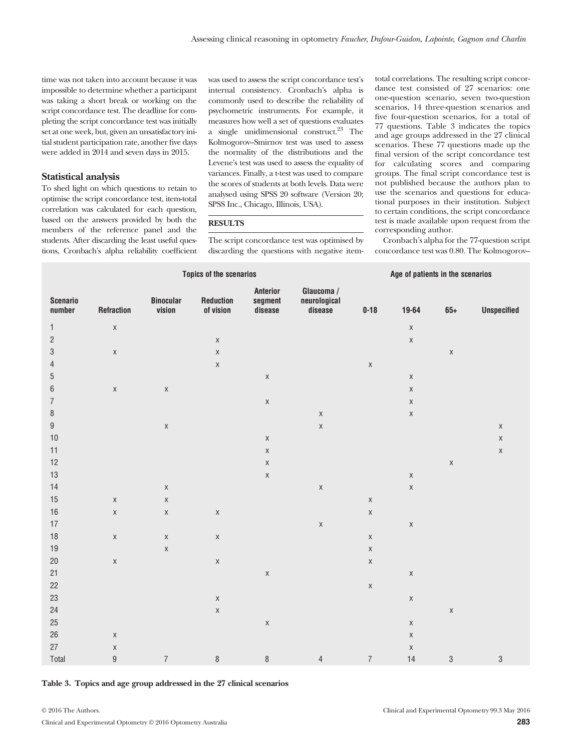time was not taken into account because it was impossible to determine whether a participant was taking a short break or working on the script concordance test. The deadline for completing the script concordance test was initially set at one week, but, given an unsatisfactory initial student participation rate, another five days were added in 2014 and seven days in 2015.

### Statistical analysis

To shed light on which questions to retain to optimise the script concordance test, item-total correlation was calculated for each question, based on the answers provided by both the members of the reference panel and the students. After discarding the least useful questions, Cronbach's alpha reliability coefficient was used to assess the script concordance test's internal consistency. Cronbach's alpha is commonly used to describe the reliability of psychometric instruments. For example, it measures how well a set of questions evaluates a single unidimensional construct.[23] The Kolmogorov–Smirnov test was used to assess the normality of the distributions and the Levene's test was used to assess the equality of variances. Finally, a t-test was used to compare the scores of students at both levels. Data were analysed using SPSS 20 software (Version 20; SPSS Inc., Chicago, Illinois, USA).

## RESULTS

The script concordance test was optimised by discarding the questions with negative item-total correlations. The resulting script concordance test consisted of 27 scenarios: one one-question scenario, seven two-question scenarios, 14 three-question scenarios and five four-question scenarios, for a total of 77 questions. Table 3 indicates the topics and age groups addressed in the 27 clinical scenarios. These 77 questions made up the final version of the script concordance test for calculating scores and comparing groups. The final script concordance test is not published because the authors plan to use the scenarios and questions for educational purposes in their institution. Subject to certain conditions, the script concordance test is made available upon request from the corresponding author.

Cronbach's alpha for the 77-question script concordance test was 0.80. The Kolmogorov–

| | Topics of the scenarios | | | | | Age of patients in the scenarios | | | |
|---|---|---|---|---|---|---|---|---|---|
| Scenario number | Refraction | Binocular vision | Reduction of vision | Anterior segment disease | Glaucoma / neurological disease | 0-18 | 19-64 | 65+ | Unspecified |
| 1 | x | | | | | | x | | |
| 2 | | | x | | | | x | | |
| 3 | x | | x | | | | | x | |
| 4 | | | x | | | x | | | |
| 5 | | | | x | | | x | | |
| 6 | x | x | | | | | x | | |
| 7 | | | | x | | | x | | |
| 8 | | | | | x | | x | | |
| 9 | | x | | | x | | | | x |
| 10 | | | | x | | | | | x |
| 11 | | | | x | | | | | x |
| 12 | | | | x | | | | x | |
| 13 | | | | x | | | x | | |
| 14 | | x | | | x | | x | | |
| 15 | x | x | | | | x | | | |
| 16 | x | x | x | | | x | | | |
| 17 | | | | | x | | x | | |
| 18 | x | x | x | | | x | | | |
| 19 | | x | | | | x | | | |
| 20 | x | | x | | | x | | | |
| 21 | | | | x | | | x | | |
| 22 | | | | | | x | | | |
| 23 | | | x | | | | x | | |
| 24 | | | x | | | | | x | |
| 25 | | | | x | | | x | | |
| 26 | x | | | | | | x | | |
| 27 | x | | | | | | x | | |
| Total | 9 | 7 | 8 | 8 | 4 | 7 | 14 | 3 | 3 |

**Table 3. Topics and age group addressed in the 27 clinical scenarios**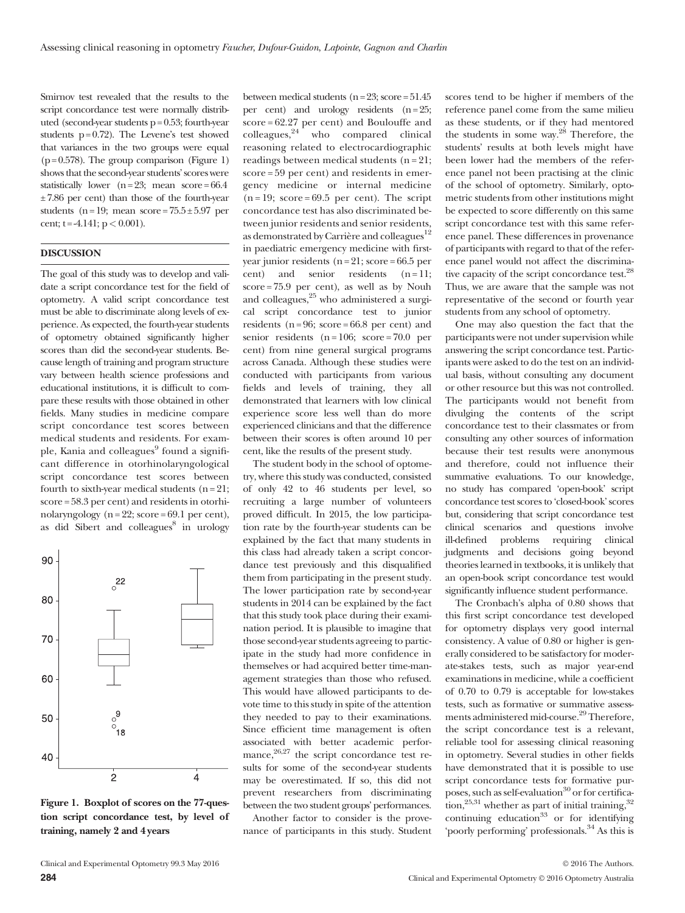Smirnov test revealed that the results to the script concordance test were normally distributed (second-year students $p = 0.53$; fourth-year students $p = 0.72$). The Levene's test showed that variances in the two groups were equal ($p = 0.578$). The group comparison (Figure 1) shows that the second-year students' scores were statistically lower ($n = 23$; mean score $= 66.4 \pm 7.86$ per cent) than those of the fourth-year students ($n = 19$; mean score $= 75.5 \pm 5.97$ per cent; $t = -4.141$; $p < 0.001$).

## DISCUSSION

The goal of this study was to develop and validate a script concordance test for the field of optometry. A valid script concordance test must be able to discriminate along levels of experience. As expected, the fourth-year students of optometry obtained significantly higher scores than did the second-year students. Because length of training and program structure vary between health science professions and educational institutions, it is difficult to compare these results with those obtained in other fields. Many studies in medicine compare script concordance test scores between medical students and residents. For example, Kania and colleagues[9] found a significant difference in otorhinolaryngological script concordance test scores between fourth to sixth-year medical students ($n = 21$; score $= 58.3$ per cent) and residents in otorhinolaryngology ($n = 22$; score $= 69.1$ per cent), as did Sibert and colleagues[8] in urology between medical students ($n = 23$; score $= 51.45$ per cent) and urology residents ($n = 25$; score $= 62.27$ per cent) and Boulouffe and colleagues,[24] who compared clinical reasoning related to electrocardiographic readings between medical students ($n = 21$; score $= 59$ per cent) and residents in emergency medicine or internal medicine ($n = 19$; score $= 69.5$ per cent). The script concordance test has also discriminated between junior residents and senior residents, as demonstrated by Carrière and colleagues[12] in paediatric emergency medicine with first-year junior residents ($n = 21$; score $= 66.5$ per cent) and senior residents ($n = 11$; score $= 75.9$ per cent), as well as by Nouh and colleagues,[25] who administered a surgical script concordance test to junior residents ($n = 96$; score $= 66.8$ per cent) and senior residents ($n = 106$; score $= 70.0$ per cent) from nine general surgical programs across Canada. Although these studies were conducted with participants from various fields and levels of training, they all demonstrated that learners with low clinical experience score less well than do more experienced clinicians and that the difference between their scores is often around 10 per cent, like the results of the present study.

Figure 1. Boxplot of scores on the 77-question script concordance test, by level of training, namely 2 and 4 years

The student body in the school of optometry, where this study was conducted, consisted of only 42 to 46 students per level, so recruiting a large number of volunteers proved difficult. In 2015, the low participation rate by the fourth-year students can be explained by the fact that many students in this class had already taken a script concordance test previously and this disqualified them from participating in the present study. The lower participation rate by second-year students in 2014 can be explained by the fact that this study took place during their examination period. It is plausible to imagine that those second-year students agreeing to participate in the study had more confidence in themselves or had acquired better time-management strategies than those who refused. This would have allowed participants to devote time to this study in spite of the attention they needed to pay to their examinations. Since efficient time management is often associated with better academic performance,[26,27] the script concordance test results for some of the second-year students may be overestimated. If so, this did not prevent researchers from discriminating between the two student groups' performances.

Another factor to consider is the provenance of participants in this study. Student scores tend to be higher if members of the reference panel come from the same milieu as these students, or if they had mentored the students in some way.[28] Therefore, the students' results at both levels might have been lower had the members of the reference panel not been practising at the clinic of the school of optometry. Similarly, optometric students from other institutions might be expected to score differently on this same script concordance test with this same reference panel. These differences in provenance of participants with regard to that of the reference panel would not affect the discriminative capacity of the script concordance test.[28] Thus, we are aware that the sample was not representative of the second or fourth year students from any school of optometry.

One may also question the fact that the participants were not under supervision while answering the script concordance test. Participants were asked to do the test on an individual basis, without consulting any document or other resource but this was not controlled. The participants would not benefit from divulging the contents of the script concordance test to their classmates or from consulting any other sources of information because their test results were anonymous and therefore, could not influence their summative evaluations. To our knowledge, no study has compared 'open-book' script concordance test scores to 'closed-book' scores but, considering that script concordance test clinical scenarios and questions involve ill-defined problems requiring clinical judgments and decisions going beyond theories learned in textbooks, it is unlikely that an open-book script concordance test would significantly influence student performance.

The Cronbach's alpha of 0.80 shows that this first script concordance test developed for optometry displays very good internal consistency. A value of 0.80 or higher is generally considered to be satisfactory for moderate-stakes tests, such as major year-end examinations in medicine, while a coefficient of 0.70 to 0.79 is acceptable for low-stakes tests, such as formative or summative assessments administered mid-course.[29] Therefore, the script concordance test is a relevant, reliable tool for assessing clinical reasoning in optometry. Several studies in other fields have demonstrated that it is possible to use script concordance tests for formative purposes, such as self-evaluation[30] or for certification,[25,31] whether as part of initial training,[32] continuing education[33] or for identifying 'poorly performing' professionals.[34] As this is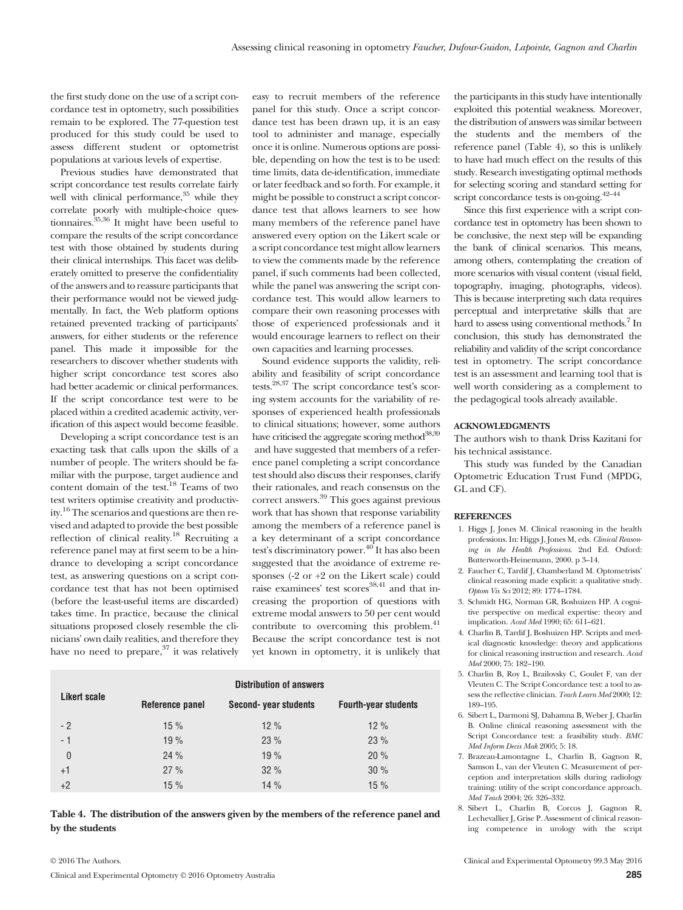the first study done on the use of a script concordance test in optometry, such possibilities remain to be explored. The 77-question test produced for this study could be used to assess different student or optometrist populations at various levels of expertise.

Previous studies have demonstrated that script concordance test results correlate fairly well with clinical performance,[35] while they correlate poorly with multiple-choice questionnaires.[35,36] It might have been useful to compare the results of the script concordance test with those obtained by students during their clinical internships. This facet was deliberately omitted to preserve the confidentiality of the answers and to reassure participants that their performance would not be viewed judgmentally. In fact, the Web platform options retained prevented tracking of participants' answers, for either students or the reference panel. This made it impossible for the researchers to discover whether students with higher script concordance test scores also had better academic or clinical performances. If the script concordance test were to be placed within a credited academic activity, verification of this aspect would become feasible.

Developing a script concordance test is an exacting task that calls upon the skills of a number of people. The writers should be familiar with the purpose, target audience and content domain of the test.[18] Teams of two test writers optimise creativity and productivity.[16] The scenarios and questions are then revised and adapted to provide the best possible reflection of clinical reality.[18] Recruiting a reference panel may at first seem to be a hindrance to developing a script concordance test, as answering questions on a script concordance test that has not been optimised (before the least-useful items are discarded) takes time. In practice, because the clinical situations proposed closely resemble the clinicians' own daily realities, and therefore they have no need to prepare,[37] it was relatively easy to recruit members of the reference panel for this study. Once a script concordance test has been drawn up, it is an easy tool to administer and manage, especially once it is online. Numerous options are possible, depending on how the test is to be used: time limits, data de-identification, immediate or later feedback and so forth. For example, it might be possible to construct a script concordance test that allows learners to see how many members of the reference panel have answered every option on the Likert scale or a script concordance test might allow learners to view the comments made by the reference panel, if such comments had been collected, while the panel was answering the script concordance test. This would allow learners to compare their own reasoning processes with those of experienced professionals and it would encourage learners to reflect on their own capacities and learning processes.

Sound evidence supports the validity, reliability and feasibility of script concordance tests.[28,37] The script concordance test's scoring system accounts for the variability of responses of experienced health professionals to clinical situations; however, some authors have criticised the aggregate scoring method[38,39] and have suggested that members of a reference panel completing a script concordance test should also discuss their responses, clarify their rationales, and reach consensus on the correct answers.[39] This goes against previous work that has shown that response variability among the members of a reference panel is a key determinant of a script concordance test's discriminatory power.[40] It has also been suggested that the avoidance of extreme responses (-2 or +2 on the Likert scale) could raise examinees' test scores[38,41] and that increasing the proportion of questions with extreme modal answers to 50 per cent would contribute to overcoming this problem.[41] Because the script concordance test is not yet known in optometry, it is unlikely that the participants in this study have intentionally exploited this potential weakness. Moreover, the distribution of answers was similar between the students and the members of the reference panel (Table 4), so this is unlikely to have had much effect on the results of this study. Research investigating optimal methods for selecting scoring and standard setting for script concordance tests is on-going.[42–44]

Since this first experience with a script concordance test in optometry has been shown to be conclusive, the next step will be expanding the bank of clinical scenarios. This means, among others, contemplating the creation of more scenarios with visual content (visual field, topography, imaging, photographs, videos). This is because interpreting such data requires perceptual and interpretative skills that are hard to assess using conventional methods.[7] In conclusion, this study has demonstrated the reliability and validity of the script concordance test in optometry. The script concordance test is an assessment and learning tool that is well worth considering as a complement to the pedagogical tools already available.

| Likert scale | Distribution of answers | | |
|---|---|---|---|
| | Reference panel | Second- year students | Fourth-year students |
| - 2 | 15 % | 12 % | 12 % |
| - 1 | 19 % | 23 % | 23 % |
| 0 | 24 % | 19 % | 20 % |
| +1 | 27 % | 32 % | 30 % |
| +2 | 15 % | 14 % | 15 % |

**Table 4. The distribution of the answers given by the members of the reference panel and by the students**

## ACKNOWLEDGMENTS

The authors wish to thank Driss Kazitani for his technical assistance.

This study was funded by the Canadian Optometric Education Trust Fund (MPDG, GL and CF).

## REFERENCES

1. Higgs J, Jones M. Clinical reasoning in the health professions. In: Higgs J, Jones M, eds. *Clinical Reasoning in the Health Professions*. 2nd Ed. Oxford: Butterworth-Heinemann, 2000. p 3–14.
2. Faucher C, Tardif J, Chamberland M. Optometrists' clinical reasoning made explicit: a qualitative study. *Optom Vis Sci* 2012; 89: 1774–1784.
3. Schmidt HG, Norman GR, Boshuizen HP. A cognitive perspective on medical expertise: theory and implication. *Acad Med* 1990; 65: 611–621.
4. Charlin B, Tardif J, Boshuizen HP. Scripts and medical diagnostic knowledge: theory and applications for clinical reasoning instruction and research. *Acad Med* 2000; 75: 182–190.
5. Charlin B, Roy L, Brailovsky C, Goulet F, van der Vleuten C. The Script Concordance test: a tool to assess the reflective clinician. *Teach Learn Med* 2000; 12: 189–195.
6. Sibert L, Darmoni SJ, Dahamna B, Weber J, Charlin B. Online clinical reasoning assessment with the Script Concordance test: a feasibility study. *BMC Med Inform Decis Mak* 2005; 5: 18.
7. Brazeau-Lamontagne L, Charlin B, Gagnon R, Samson L, van der Vleuten C. Measurement of perception and interpretation skills during radiology training: utility of the script concordance approach. *Med Teach* 2004; 26: 326–332.
8. Sibert L, Charlin B, Corcos J, Gagnon R, Lechevallier J, Grise P. Assessment of clinical reasoning competence in urology with the script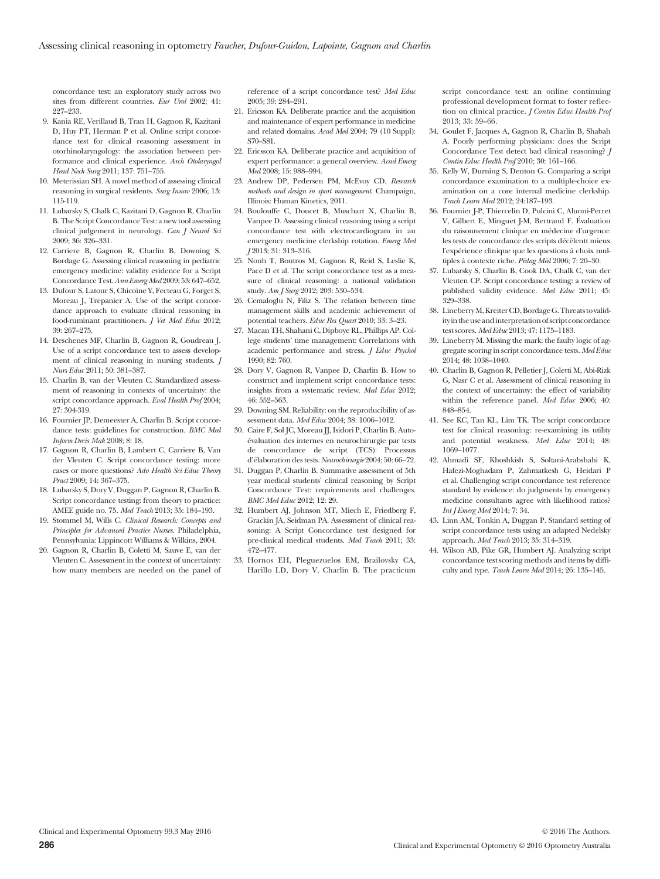concordance test: an exploratory study across two sites from different countries. *Eur Urol* 2002; 41: 227–233.

9. Kania RE, Verillaud B, Tran H, Gagnon R, Kazitani D, Huy PT, Herman P et al. Online script concordance test for clinical reasoning assessment in otorhinolaryngology: the association between performance and clinical experience. *Arch Otolaryngol Head Neck Surg* 2011; 137: 751–755.
10. Meterissian SH. A novel method of assessing clinical reasoning in surgical residents. *Surg Innov* 2006; 13: 115-119.
11. Lubarsky S, Chalk C, Kazitani D, Gagnon R, Charlin B. The Script Concordance Test: a new tool assessing clinical judgement in neurology. *Can J Neurol Sci* 2009; 36: 326–331.
12. Carriere B, Gagnon R, Charlin B, Downing S, Bordage G. Assessing clinical reasoning in pediatric emergency medicine: validity evidence for a Script Concordance Test. *Ann Emerg Med* 2009; 53: 647–652.
13. Dufour S, Latour S, Chicoine Y, Fecteau G, Forget S, Moreau J, Trepanier A. Use of the script concordance approach to evaluate clinical reasoning in food-ruminant practitioners. *J Vet Med Educ* 2012; 39: 267–275.
14. Deschenes MF, Charlin B, Gagnon R, Goudreau J. Use of a script concordance test to assess development of clinical reasoning in nursing students. *J Nurs Educ* 2011; 50: 381–387.
15. Charlin B, van der Vleuten C. Standardized assessment of reasoning in contexts of uncertainty: the script concordance approach. *Eval Health Prof* 2004; 27: 304-319.
16. Fournier JP, Demeester A, Charlin B. Script concordance tests: guidelines for construction. *BMC Med Inform Decis Mak* 2008; 8: 18.
17. Gagnon R, Charlin B, Lambert C, Carriere B, Van der Vleuten C. Script concordance testing: more cases or more questions? *Adv Health Sci Educ Theory Pract* 2009; 14: 367–375.
18. Lubarsky S, Dory V, Duggan P, Gagnon R, Charlin B. Script concordance testing: from theory to practice: AMEE guide no. 75. *Med Teach* 2013; 35: 184–193.
19. Stommel M, Wills C. *Clinical Research: Concepts and Principles for Advanced Practice Nurses*. Philadelphia, Pennsylvania: Lippincott Williams & Wilkins, 2004.
20. Gagnon R, Charlin B, Coletti M, Sauve E, van der Vleuten C. Assessment in the context of uncertainty: how many members are needed on the panel of reference of a script concordance test? *Med Educ* 2005; 39: 284–291.
21. Ericsson KA. Deliberate practice and the acquisition and maintenance of expert performance in medicine and related domains. *Acad Med* 2004; 79 (10 Suppl): S70–S81.
22. Ericsson KA. Deliberate practice and acquisition of expert performance: a general overview. *Acad Emerg Med* 2008; 15: 988–994.
23. Andrew DP, Pedersen PM, McEvoy CD. *Research methods and design in sport management*. Champaign, Illinois: Human Kinetics, 2011.
24. Boulouffe C, Doucet B, Muschart X, Charlin B, Vanpee D. Assessing clinical reasoning using a script concordance test with electrocardiogram in an emergency medicine clerkship rotation. *Emerg Med J* 2013; 31: 313–316.
25. Nouh T, Boutros M, Gagnon R, Reid S, Leslie K, Pace D et al. The script concordance test as a measure of clinical reasoning: a national validation study. *Am J Surg* 2012; 203: 530–534.
26. Cemaloglu N, Filiz S. The relation between time management skills and academic achievement of potential teachers. *Educ Res Quart* 2010; 33: 3–23.
27. Macan TH, Shahani C, Dipboye RL, Phillips AP. College students' time management: Correlations with academic performance and stress. *J Educ Psychol* 1990; 82: 760.
28. Dory V, Gagnon R, Vanpee D, Charlin B. How to construct and implement script concordance tests: insights from a systematic review. *Med Educ* 2012; 46: 552–563.
29. Downing SM. Reliability: on the reproducibility of assessment data. *Med Educ* 2004; 38: 1006–1012.
30. Caire F, Sol JC, Moreau JJ, Isidori P, Charlin B. Auto-évaluation des internes en neurochirurgie par tests de concordance de script (TCS): Processus d'élaboration des tests. *Neurochirurgie* 2004; 50: 66–72.
31. Duggan P, Charlin B. Summative assessment of 5th year medical students' clinical reasoning by Script Concordance Test: requirements and challenges. *BMC Med Educ* 2012; 12: 29.
32. Humbert AJ, Johnson MT, Miech E, Friedberg F, Grackin JA, Seidman PA. Assessment of clinical reasoning: A Script Concordance test designed for pre-clinical medical students. *Med Teach* 2011; 33: 472–477.
33. Hornos EH, Pleguezuelos EM, Brailovsky CA, Harillo LD, Dory V, Charlin B. The practicum script concordance test: an online continuing professional development format to foster reflection on clinical practice. *J Contin Educ Health Prof* 2013; 33: 59–66.
34. Goulet F, Jacques A, Gagnon R, Charlin B, Shabah A. Poorly performing physicians: does the Script Concordance Test detect bad clinical reasoning? *J Contin Educ Health Prof* 2010; 30: 161–166.
35. Kelly W, Durning S, Denton G. Comparing a script concordance examination to a multiple-choice examination on a core internal medicine clerkship. *Teach Learn Med* 2012; 24:187–193.
36. Fournier J-P, Thiercelin D, Pulcini C, Alunni-Perret V, Gilbert E, Minguet J-M, Bertrand F. Évaluation du raisonnement clinique en médecine d'urgence: les tests de concordance des scripts décèlentt mieux l'expérience clinique que les questions à choix multiples à contexte riche. *Pédag Méd* 2006; 7: 20–30.
37. Lubarsky S, Charlin B, Cook DA, Chalk C, van der Vleuten CP. Script concordance testing: a review of published validity evidence. *Med Educ* 2011; 45: 329–338.
38. Lineberry M, Kreiter CD, Bordage G. Threats to validity in the use and interpretation of script concordance test scores. *Med Educ* 2013; 47: 1175–1183.
39. Lineberry M. Missing the mark: the faulty logic of aggregate scoring in script concordance tests. *Med Educ* 2014; 48: 1038–1040.
40. Charlin B, Gagnon R, Pelletier J, Coletti M, Abi-Rizk G, Nasr C et al. Assessment of clinical reasoning in the context of uncertainty: the effect of variability within the reference panel. *Med Educ* 2006; 40: 848–854.
41. See KC, Tan KL, Lim TK. The script concordance test for clinical reasoning: re-examining its utility and potential weakness. *Med Educ* 2014; 48: 1069–1077.
42. Ahmadi SF, Khoshkish S, Soltani-Arabshahi K, Hafezi-Moghadam P, Zahmatkesh G, Heidari P et al. Challenging script concordance test reference standard by evidence: do judgments by emergency medicine consultants agree with likelihood ratios? *Int J Emerg Med* 2014; 7: 34.
43. Linn AM, Tonkin A, Duggan P. Standard setting of script concordance tests using an adapted Nedelsky approach. *Med Teach* 2013; 35: 314–319.
44. Wilson AB, Pike GR, Humbert AJ. Analyzing script concordance test scoring methods and items by difficulty and type. *Teach Learn Med* 2014; 26: 135–145.